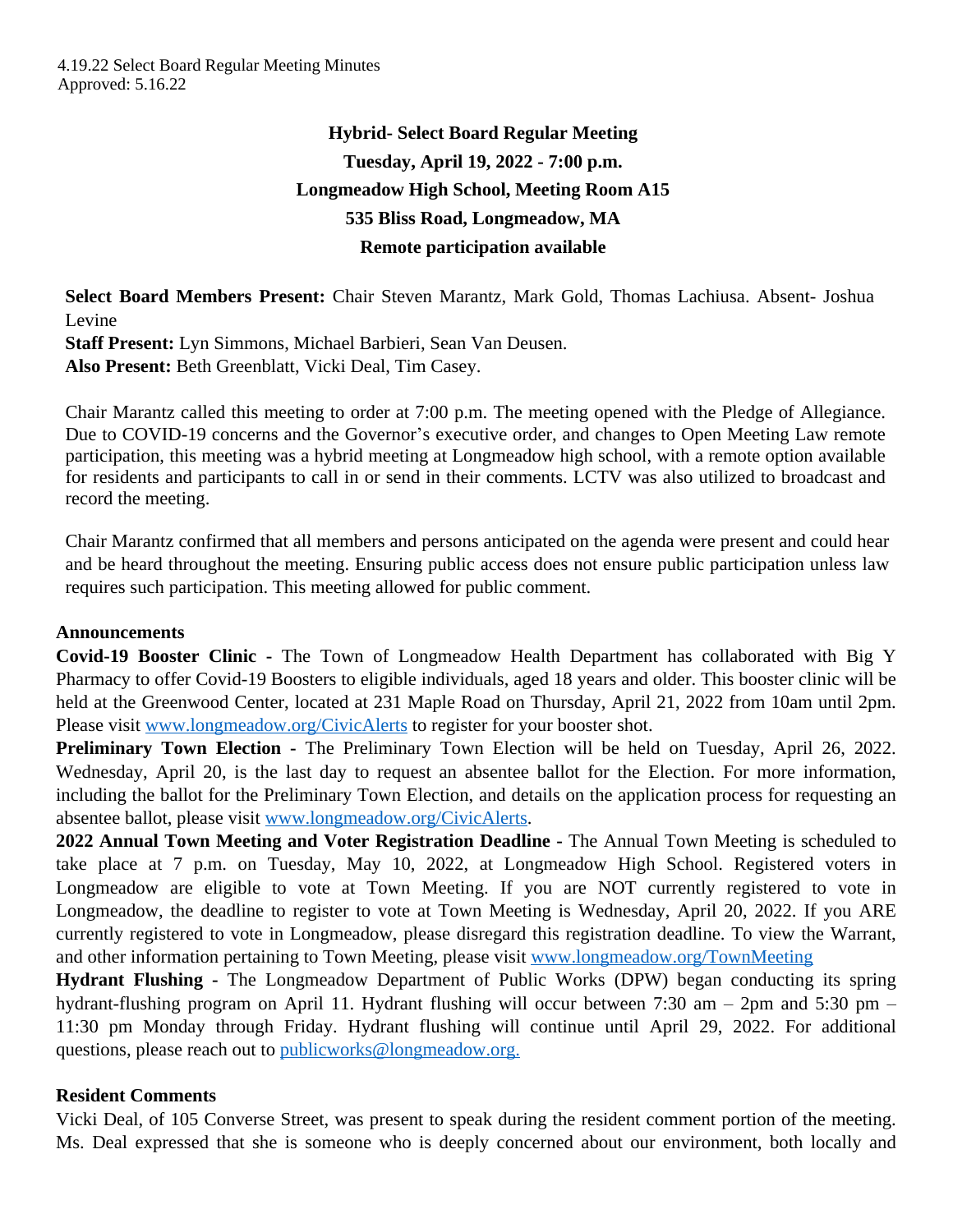4.19.22 Select Board Regular Meeting Minutes
Approved: 5.16.22

**Hybrid- Select Board Regular Meeting**
**Tuesday, April 19, 2022 - 7:00 p.m.**
**Longmeadow High School, Meeting Room A15**
**535 Bliss Road, Longmeadow, MA**
**Remote participation available**

**Select Board Members Present:** Chair Steven Marantz, Mark Gold, Thomas Lachiusa. Absent- Joshua Levine
**Staff Present:** Lyn Simmons, Michael Barbieri, Sean Van Deusen.
**Also Present:** Beth Greenblatt, Vicki Deal, Tim Casey.

Chair Marantz called this meeting to order at 7:00 p.m. The meeting opened with the Pledge of Allegiance. Due to COVID-19 concerns and the Governor's executive order, and changes to Open Meeting Law remote participation, this meeting was a hybrid meeting at Longmeadow high school, with a remote option available for residents and participants to call in or send in their comments. LCTV was also utilized to broadcast and record the meeting.

Chair Marantz confirmed that all members and persons anticipated on the agenda were present and could hear and be heard throughout the meeting. Ensuring public access does not ensure public participation unless law requires such participation. This meeting allowed for public comment.

**Announcements**

**Covid-19 Booster Clinic -** The Town of Longmeadow Health Department has collaborated with Big Y Pharmacy to offer Covid-19 Boosters to eligible individuals, aged 18 years and older. This booster clinic will be held at the Greenwood Center, located at 231 Maple Road on Thursday, April 21, 2022 from 10am until 2pm. Please visit www.longmeadow.org/CivicAlerts to register for your booster shot.

**Preliminary Town Election -** The Preliminary Town Election will be held on Tuesday, April 26, 2022. Wednesday, April 20, is the last day to request an absentee ballot for the Election. For more information, including the ballot for the Preliminary Town Election, and details on the application process for requesting an absentee ballot, please visit www.longmeadow.org/CivicAlerts.

**2022 Annual Town Meeting and Voter Registration Deadline -** The Annual Town Meeting is scheduled to take place at 7 p.m. on Tuesday, May 10, 2022, at Longmeadow High School. Registered voters in Longmeadow are eligible to vote at Town Meeting. If you are NOT currently registered to vote in Longmeadow, the deadline to register to vote at Town Meeting is Wednesday, April 20, 2022. If you ARE currently registered to vote in Longmeadow, please disregard this registration deadline. To view the Warrant, and other information pertaining to Town Meeting, please visit www.longmeadow.org/TownMeeting

**Hydrant Flushing -** The Longmeadow Department of Public Works (DPW) began conducting its spring hydrant-flushing program on April 11. Hydrant flushing will occur between 7:30 am – 2pm and 5:30 pm – 11:30 pm Monday through Friday. Hydrant flushing will continue until April 29, 2022. For additional questions, please reach out to publicworks@longmeadow.org.

**Resident Comments**

Vicki Deal, of 105 Converse Street, was present to speak during the resident comment portion of the meeting. Ms. Deal expressed that she is someone who is deeply concerned about our environment, both locally and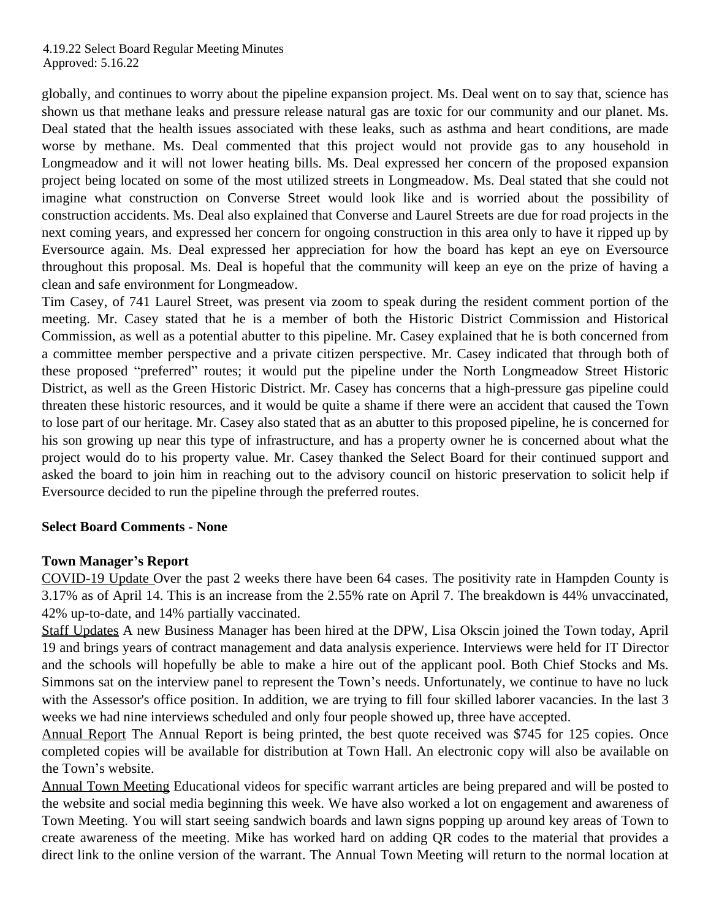globally, and continues to worry about the pipeline expansion project. Ms. Deal went on to say that, science has shown us that methane leaks and pressure release natural gas are toxic for our community and our planet. Ms. Deal stated that the health issues associated with these leaks, such as asthma and heart conditions, are made worse by methane. Ms. Deal commented that this project would not provide gas to any household in Longmeadow and it will not lower heating bills. Ms. Deal expressed her concern of the proposed expansion project being located on some of the most utilized streets in Longmeadow. Ms. Deal stated that she could not imagine what construction on Converse Street would look like and is worried about the possibility of construction accidents. Ms. Deal also explained that Converse and Laurel Streets are due for road projects in the next coming years, and expressed her concern for ongoing construction in this area only to have it ripped up by Eversource again. Ms. Deal expressed her appreciation for how the board has kept an eye on Eversource throughout this proposal. Ms. Deal is hopeful that the community will keep an eye on the prize of having a clean and safe environment for Longmeadow.

Tim Casey, of 741 Laurel Street, was present via zoom to speak during the resident comment portion of the meeting. Mr. Casey stated that he is a member of both the Historic District Commission and Historical Commission, as well as a potential abutter to this pipeline. Mr. Casey explained that he is both concerned from a committee member perspective and a private citizen perspective. Mr. Casey indicated that through both of these proposed "preferred" routes; it would put the pipeline under the North Longmeadow Street Historic District, as well as the Green Historic District. Mr. Casey has concerns that a high-pressure gas pipeline could threaten these historic resources, and it would be quite a shame if there were an accident that caused the Town to lose part of our heritage. Mr. Casey also stated that as an abutter to this proposed pipeline, he is concerned for his son growing up near this type of infrastructure, and has a property owner he is concerned about what the project would do to his property value. Mr. Casey thanked the Select Board for their continued support and asked the board to join him in reaching out to the advisory council on historic preservation to solicit help if Eversource decided to run the pipeline through the preferred routes.

**Select Board Comments - None**

**Town Manager's Report**

COVID-19 Update Over the past 2 weeks there have been 64 cases. The positivity rate in Hampden County is 3.17% as of April 14. This is an increase from the 2.55% rate on April 7. The breakdown is 44% unvaccinated, 42% up-to-date, and 14% partially vaccinated.

Staff Updates A new Business Manager has been hired at the DPW, Lisa Okscin joined the Town today, April 19 and brings years of contract management and data analysis experience. Interviews were held for IT Director and the schools will hopefully be able to make a hire out of the applicant pool. Both Chief Stocks and Ms. Simmons sat on the interview panel to represent the Town's needs. Unfortunately, we continue to have no luck with the Assessor's office position. In addition, we are trying to fill four skilled laborer vacancies. In the last 3 weeks we had nine interviews scheduled and only four people showed up, three have accepted.

Annual Report The Annual Report is being printed, the best quote received was $745 for 125 copies. Once completed copies will be available for distribution at Town Hall. An electronic copy will also be available on the Town's website.

Annual Town Meeting Educational videos for specific warrant articles are being prepared and will be posted to the website and social media beginning this week. We have also worked a lot on engagement and awareness of Town Meeting. You will start seeing sandwich boards and lawn signs popping up around key areas of Town to create awareness of the meeting. Mike has worked hard on adding QR codes to the material that provides a direct link to the online version of the warrant. The Annual Town Meeting will return to the normal location at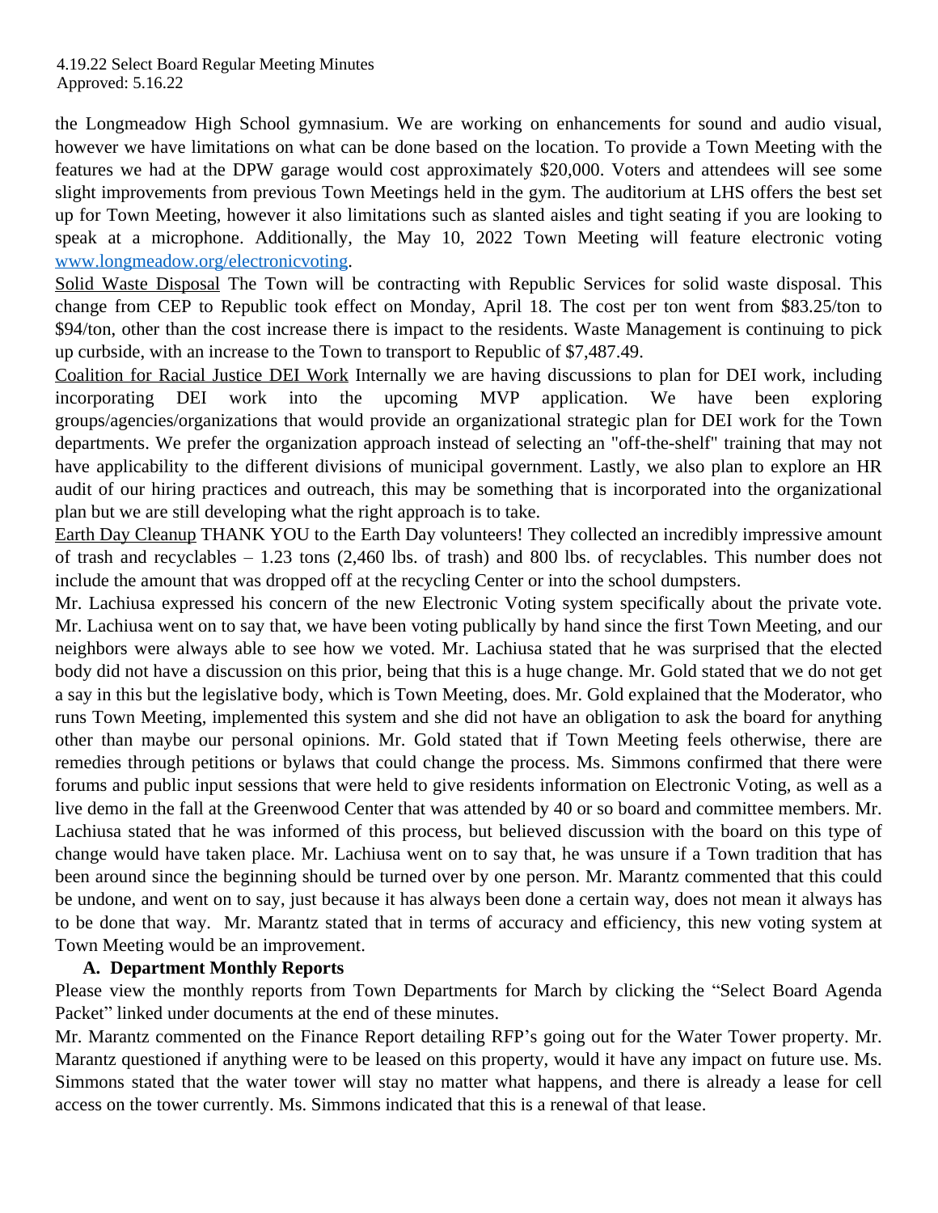the Longmeadow High School gymnasium. We are working on enhancements for sound and audio visual, however we have limitations on what can be done based on the location. To provide a Town Meeting with the features we had at the DPW garage would cost approximately $20,000. Voters and attendees will see some slight improvements from previous Town Meetings held in the gym. The auditorium at LHS offers the best set up for Town Meeting, however it also limitations such as slanted aisles and tight seating if you are looking to speak at a microphone. Additionally, the May 10, 2022 Town Meeting will feature electronic voting www.longmeadow.org/electronicvoting.

Solid Waste Disposal The Town will be contracting with Republic Services for solid waste disposal. This change from CEP to Republic took effect on Monday, April 18. The cost per ton went from $83.25/ton to $94/ton, other than the cost increase there is impact to the residents. Waste Management is continuing to pick up curbside, with an increase to the Town to transport to Republic of $7,487.49.

Coalition for Racial Justice DEI Work Internally we are having discussions to plan for DEI work, including incorporating DEI work into the upcoming MVP application. We have been exploring groups/agencies/organizations that would provide an organizational strategic plan for DEI work for the Town departments. We prefer the organization approach instead of selecting an "off-the-shelf" training that may not have applicability to the different divisions of municipal government. Lastly, we also plan to explore an HR audit of our hiring practices and outreach, this may be something that is incorporated into the organizational plan but we are still developing what the right approach is to take.

Earth Day Cleanup THANK YOU to the Earth Day volunteers! They collected an incredibly impressive amount of trash and recyclables – 1.23 tons (2,460 lbs. of trash) and 800 lbs. of recyclables. This number does not include the amount that was dropped off at the recycling Center or into the school dumpsters.

Mr. Lachiusa expressed his concern of the new Electronic Voting system specifically about the private vote. Mr. Lachiusa went on to say that, we have been voting publically by hand since the first Town Meeting, and our neighbors were always able to see how we voted. Mr. Lachiusa stated that he was surprised that the elected body did not have a discussion on this prior, being that this is a huge change. Mr. Gold stated that we do not get a say in this but the legislative body, which is Town Meeting, does. Mr. Gold explained that the Moderator, who runs Town Meeting, implemented this system and she did not have an obligation to ask the board for anything other than maybe our personal opinions. Mr. Gold stated that if Town Meeting feels otherwise, there are remedies through petitions or bylaws that could change the process. Ms. Simmons confirmed that there were forums and public input sessions that were held to give residents information on Electronic Voting, as well as a live demo in the fall at the Greenwood Center that was attended by 40 or so board and committee members. Mr. Lachiusa stated that he was informed of this process, but believed discussion with the board on this type of change would have taken place. Mr. Lachiusa went on to say that, he was unsure if a Town tradition that has been around since the beginning should be turned over by one person. Mr. Marantz commented that this could be undone, and went on to say, just because it has always been done a certain way, does not mean it always has to be done that way. Mr. Marantz stated that in terms of accuracy and efficiency, this new voting system at Town Meeting would be an improvement.

**A. Department Monthly Reports**

Please view the monthly reports from Town Departments for March by clicking the "Select Board Agenda Packet" linked under documents at the end of these minutes.

Mr. Marantz commented on the Finance Report detailing RFP's going out for the Water Tower property. Mr. Marantz questioned if anything were to be leased on this property, would it have any impact on future use. Ms. Simmons stated that the water tower will stay no matter what happens, and there is already a lease for cell access on the tower currently. Ms. Simmons indicated that this is a renewal of that lease.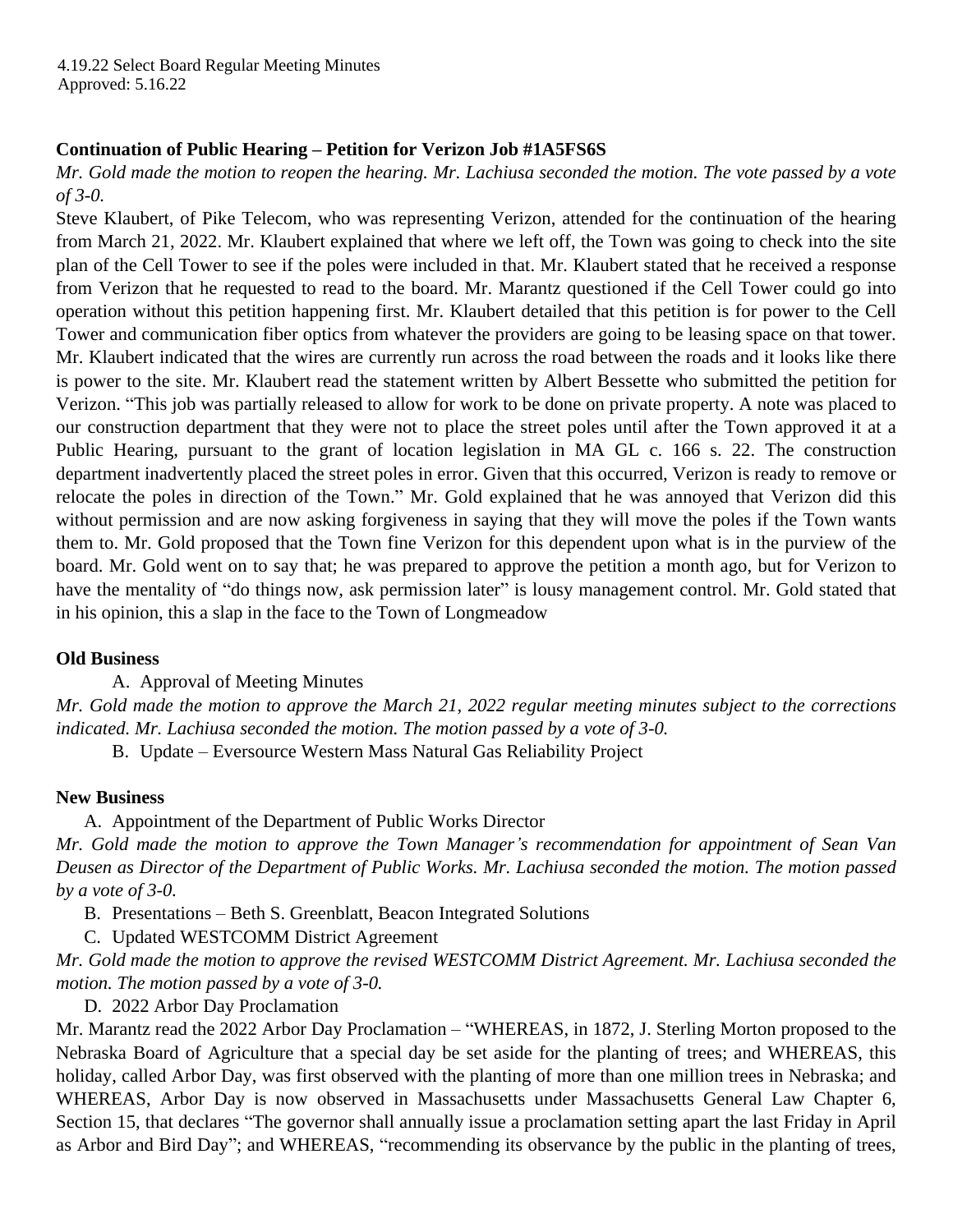4.19.22 Select Board Regular Meeting Minutes
Approved: 5.16.22

**Continuation of Public Hearing – Petition for Verizon Job #1A5FS6S**

*Mr. Gold made the motion to reopen the hearing. Mr. Lachiusa seconded the motion. The vote passed by a vote of 3-0.*

Steve Klaubert, of Pike Telecom, who was representing Verizon, attended for the continuation of the hearing from March 21, 2022. Mr. Klaubert explained that where we left off, the Town was going to check into the site plan of the Cell Tower to see if the poles were included in that. Mr. Klaubert stated that he received a response from Verizon that he requested to read to the board. Mr. Marantz questioned if the Cell Tower could go into operation without this petition happening first. Mr. Klaubert detailed that this petition is for power to the Cell Tower and communication fiber optics from whatever the providers are going to be leasing space on that tower. Mr. Klaubert indicated that the wires are currently run across the road between the roads and it looks like there is power to the site. Mr. Klaubert read the statement written by Albert Bessette who submitted the petition for Verizon. "This job was partially released to allow for work to be done on private property. A note was placed to our construction department that they were not to place the street poles until after the Town approved it at a Public Hearing, pursuant to the grant of location legislation in MA GL c. 166 s. 22. The construction department inadvertently placed the street poles in error. Given that this occurred, Verizon is ready to remove or relocate the poles in direction of the Town." Mr. Gold explained that he was annoyed that Verizon did this without permission and are now asking forgiveness in saying that they will move the poles if the Town wants them to. Mr. Gold proposed that the Town fine Verizon for this dependent upon what is in the purview of the board. Mr. Gold went on to say that; he was prepared to approve the petition a month ago, but for Verizon to have the mentality of "do things now, ask permission later" is lousy management control. Mr. Gold stated that in his opinion, this a slap in the face to the Town of Longmeadow

**Old Business**

A. Approval of Meeting Minutes

*Mr. Gold made the motion to approve the March 21, 2022 regular meeting minutes subject to the corrections indicated. Mr. Lachiusa seconded the motion. The motion passed by a vote of 3-0.*

B. Update – Eversource Western Mass Natural Gas Reliability Project

**New Business**

A. Appointment of the Department of Public Works Director

*Mr. Gold made the motion to approve the Town Manager's recommendation for appointment of Sean Van Deusen as Director of the Department of Public Works. Mr. Lachiusa seconded the motion. The motion passed by a vote of 3-0.*

B. Presentations – Beth S. Greenblatt, Beacon Integrated Solutions

C. Updated WESTCOMM District Agreement

*Mr. Gold made the motion to approve the revised WESTCOMM District Agreement. Mr. Lachiusa seconded the motion. The motion passed by a vote of 3-0.*

D. 2022 Arbor Day Proclamation

Mr. Marantz read the 2022 Arbor Day Proclamation – "WHEREAS, in 1872, J. Sterling Morton proposed to the Nebraska Board of Agriculture that a special day be set aside for the planting of trees; and WHEREAS, this holiday, called Arbor Day, was first observed with the planting of more than one million trees in Nebraska; and WHEREAS, Arbor Day is now observed in Massachusetts under Massachusetts General Law Chapter 6, Section 15, that declares "The governor shall annually issue a proclamation setting apart the last Friday in April as Arbor and Bird Day"; and WHEREAS, "recommending its observance by the public in the planting of trees,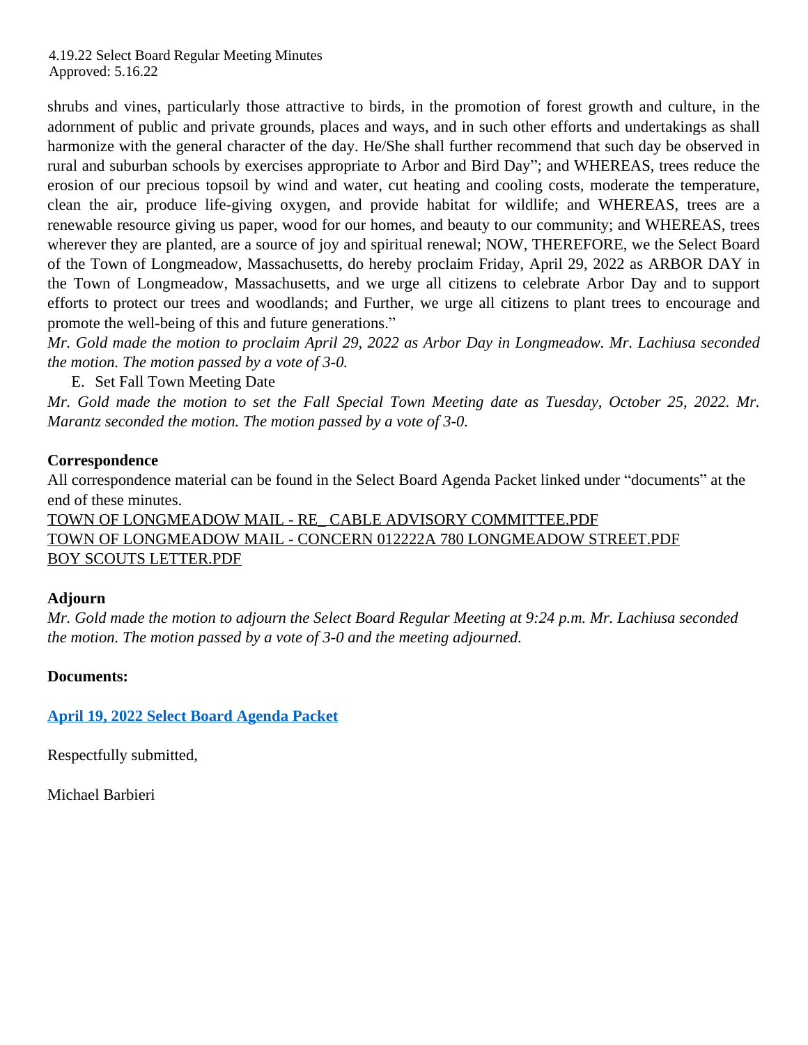shrubs and vines, particularly those attractive to birds, in the promotion of forest growth and culture, in the adornment of public and private grounds, places and ways, and in such other efforts and undertakings as shall harmonize with the general character of the day. He/She shall further recommend that such day be observed in rural and suburban schools by exercises appropriate to Arbor and Bird Day"; and WHEREAS, trees reduce the erosion of our precious topsoil by wind and water, cut heating and cooling costs, moderate the temperature, clean the air, produce life-giving oxygen, and provide habitat for wildlife; and WHEREAS, trees are a renewable resource giving us paper, wood for our homes, and beauty to our community; and WHEREAS, trees wherever they are planted, are a source of joy and spiritual renewal; NOW, THEREFORE, we the Select Board of the Town of Longmeadow, Massachusetts, do hereby proclaim Friday, April 29, 2022 as ARBOR DAY in the Town of Longmeadow, Massachusetts, and we urge all citizens to celebrate Arbor Day and to support efforts to protect our trees and woodlands; and Further, we urge all citizens to plant trees to encourage and promote the well-being of this and future generations."

*Mr. Gold made the motion to proclaim April 29, 2022 as Arbor Day in Longmeadow. Mr. Lachiusa seconded the motion. The motion passed by a vote of 3-0.*

E. Set Fall Town Meeting Date

*Mr. Gold made the motion to set the Fall Special Town Meeting date as Tuesday, October 25, 2022. Mr. Marantz seconded the motion. The motion passed by a vote of 3-0.*

**Correspondence**

All correspondence material can be found in the Select Board Agenda Packet linked under "documents" at the end of these minutes.

TOWN OF LONGMEADOW MAIL - RE_ CABLE ADVISORY COMMITTEE.PDF
TOWN OF LONGMEADOW MAIL - CONCERN 012222A 780 LONGMEADOW STREET.PDF
BOY SCOUTS LETTER.PDF

**Adjourn**

*Mr. Gold made the motion to adjourn the Select Board Regular Meeting at 9:24 p.m. Mr. Lachiusa seconded the motion. The motion passed by a vote of 3-0 and the meeting adjourned.*

**Documents:**

**April 19, 2022 Select Board Agenda Packet**

Respectfully submitted,

Michael Barbieri